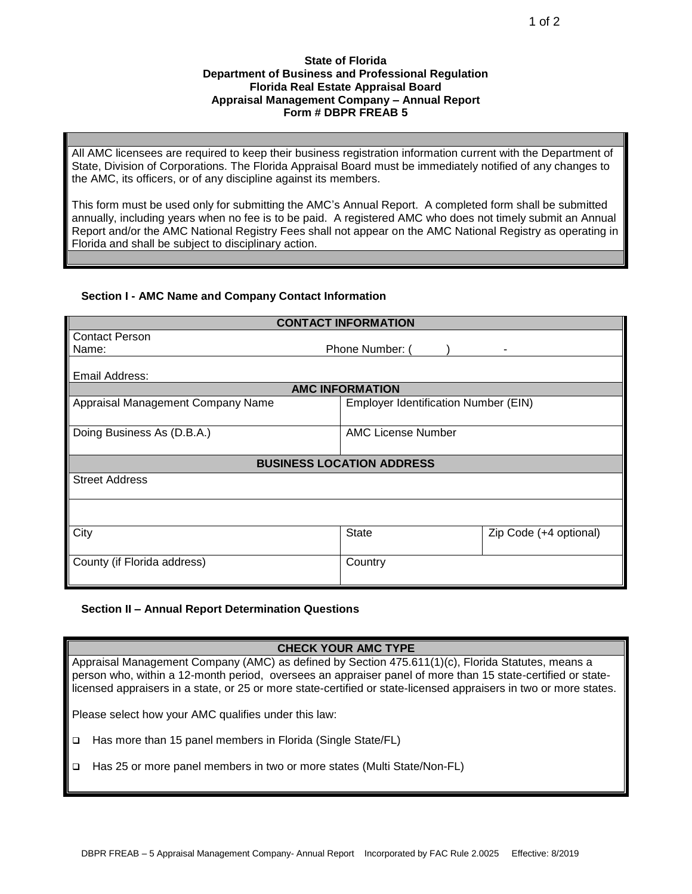**State of Florida**
**Department of Business and Professional Regulation**
**Florida Real Estate Appraisal Board**
**Appraisal Management Company – Annual Report**
**Form # DBPR FREAB 5**

All AMC licensees are required to keep their business registration information current with the Department of State, Division of Corporations. The Florida Appraisal Board must be immediately notified of any changes to the AMC, its officers, or of any discipline against its members.

This form must be used only for submitting the AMC's Annual Report. A completed form shall be submitted annually, including years when no fee is to be paid. A registered AMC who does not timely submit an Annual Report and/or the AMC National Registry Fees shall not appear on the AMC National Registry as operating in Florida and shall be subject to disciplinary action.

### Section I - AMC Name and Company Contact Information

| CONTACT INFORMATION | | |
|---|---|---|
| Contact Person Name: | Phone Number: (     )      - | |
| Email Address: | | |
| **AMC INFORMATION** | | |
| Appraisal Management Company Name | Employer Identification Number (EIN) | |
| Doing Business As (D.B.A.) | AMC License Number | |
| **BUSINESS LOCATION ADDRESS** | | |
| Street Address | | |
| | | |
| City | State | Zip Code (+4 optional) |
| County (if Florida address) | Country | |

### Section II – Annual Report Determination Questions

**CHECK YOUR AMC TYPE**

Appraisal Management Company (AMC) as defined by Section 475.611(1)(c), Florida Statutes, means a person who, within a 12-month period, oversees an appraiser panel of more than 15 state-certified or state-licensed appraisers in a state, or 25 or more state-certified or state-licensed appraisers in two or more states.

Please select how your AMC qualifies under this law:

- ☐ Has more than 15 panel members in Florida (Single State/FL)
- ☐ Has 25 or more panel members in two or more states (Multi State/Non-FL)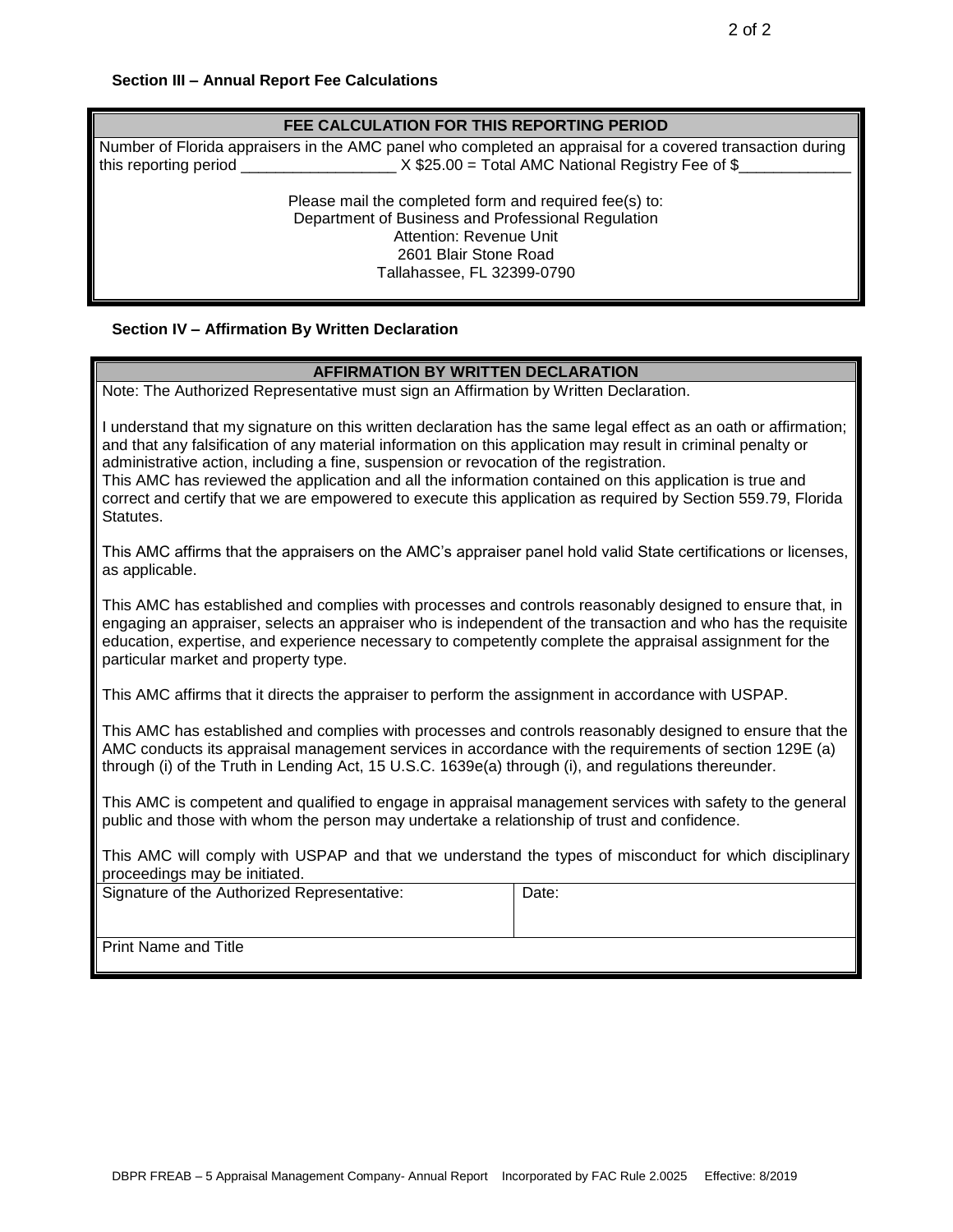### Section III – Annual Report Fee Calculations

| FEE CALCULATION FOR THIS REPORTING PERIOD |
| --- |
| Number of Florida appraisers in the AMC panel who completed an appraisal for a covered transaction during this reporting period __________________ X $25.00 = Total AMC National Registry Fee of $_____________ |
| Please mail the completed form and required fee(s) to:<br>Department of Business and Professional Regulation<br>Attention: Revenue Unit<br>2601 Blair Stone Road<br>Tallahassee, FL 32399-0790 |

### Section IV – Affirmation By Written Declaration

**AFFIRMATION BY WRITTEN DECLARATION**

Note: The Authorized Representative must sign an Affirmation by Written Declaration.

I understand that my signature on this written declaration has the same legal effect as an oath or affirmation; and that any falsification of any material information on this application may result in criminal penalty or administrative action, including a fine, suspension or revocation of the registration.
This AMC has reviewed the application and all the information contained on this application is true and correct and certify that we are empowered to execute this application as required by Section 559.79, Florida Statutes.

This AMC affirms that the appraisers on the AMC's appraiser panel hold valid State certifications or licenses, as applicable.

This AMC has established and complies with processes and controls reasonably designed to ensure that, in engaging an appraiser, selects an appraiser who is independent of the transaction and who has the requisite education, expertise, and experience necessary to competently complete the appraisal assignment for the particular market and property type.

This AMC affirms that it directs the appraiser to perform the assignment in accordance with USPAP.

This AMC has established and complies with processes and controls reasonably designed to ensure that the AMC conducts its appraisal management services in accordance with the requirements of section 129E (a) through (i) of the Truth in Lending Act, 15 U.S.C. 1639e(a) through (i), and regulations thereunder.

This AMC is competent and qualified to engage in appraisal management services with safety to the general public and those with whom the person may undertake a relationship of trust and confidence.

This AMC will comply with USPAP and that we understand the types of misconduct for which disciplinary proceedings may be initiated.

| | |
| --- | --- |
| Signature of the Authorized Representative: | Date: |
| Print Name and Title | |

DBPR FREAB – 5 Appraisal Management Company- Annual Report Incorporated by FAC Rule 2.0025 Effective: 8/2019